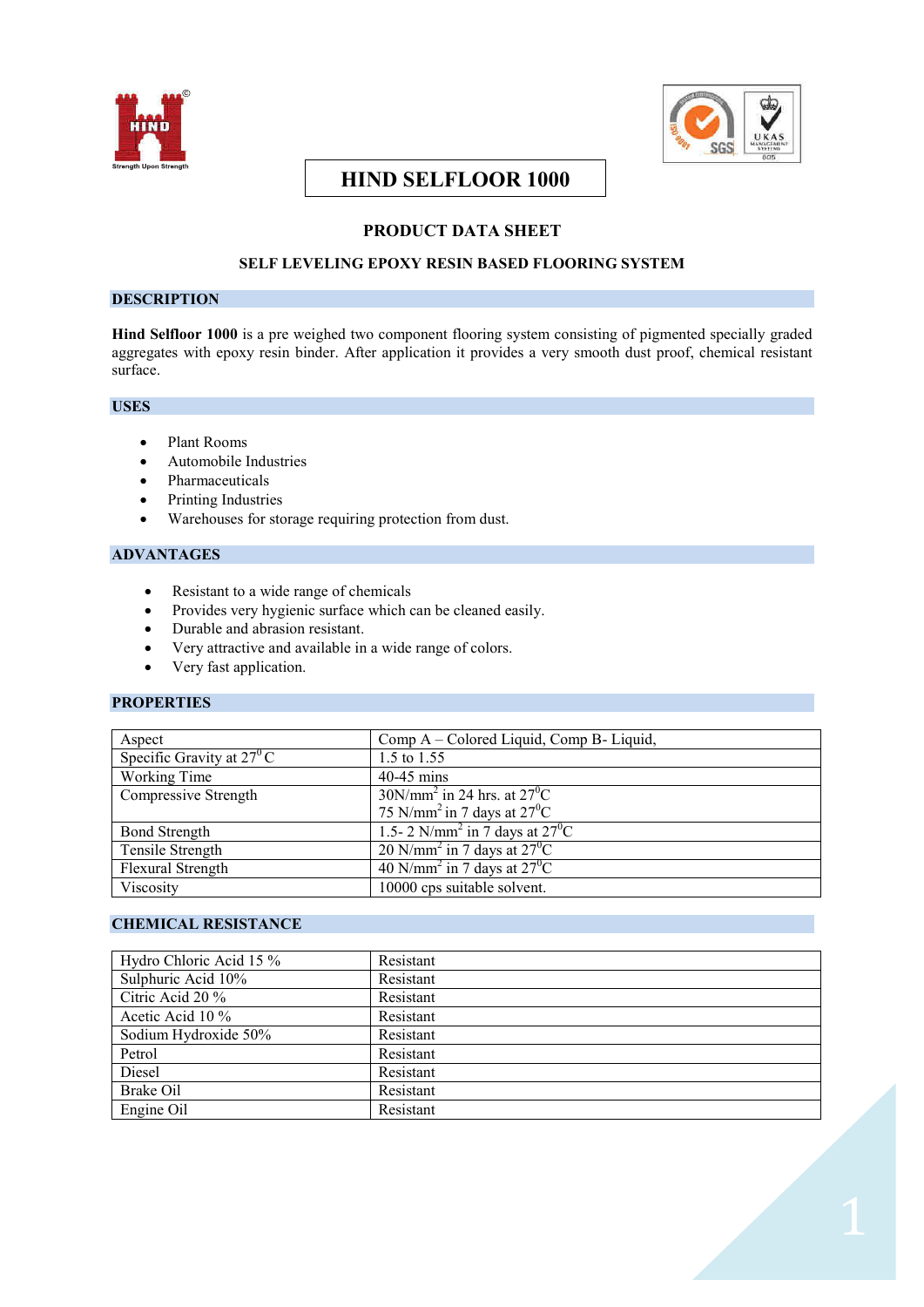# HIND SELFLOOR 1000

## PRODUCT DATA SHEET

### SELF LEVELING EPOXY RESIN BASED FLOORING SYSTEM

## DESCRIPTION

**Hind Selfloor 1000** is a pre weighed two component flooring system consisting of pigmented specially graded aggregates with epoxy resin binder. After application it provides a very smooth dust proof, chemical resistant surface.

## USES

- Plant Rooms
- Automobile Industries
- Pharmaceuticals
- Printing Industries
- Warehouses for storage requiring protection from dust.

## ADVANTAGES

- Resistant to a wide range of chemicals
- Provides very hygienic surface which can be cleaned easily.
- Durable and abrasion resistant.
- Very attractive and available in a wide range of colors.
- Very fast application.

## PROPERTIES

| | |
|---|---|
| Aspect | Comp A – Colored Liquid, Comp B- Liquid, |
| Specific Gravity at $27^{0}$C | 1.5 to 1.55 |
| Working Time | 40-45 mins |
| Compressive Strength | 30N/mm$^2$ in 24 hrs. at $27^{0}$C<br>75 N/mm$^2$ in 7 days at $27^{0}$C |
| Bond Strength | 1.5- 2 N/mm$^2$ in 7 days at $27^{0}$C |
| Tensile Strength | 20 N/mm$^2$ in 7 days at $27^{0}$C |
| Flexural Strength | 40 N/mm$^2$ in 7 days at $27^{0}$C |
| Viscosity | 10000 cps suitable solvent. |

## CHEMICAL RESISTANCE

| | |
|---|---|
| Hydro Chloric Acid 15 % | Resistant |
| Sulphuric Acid 10% | Resistant |
| Citric Acid 20 % | Resistant |
| Acetic Acid 10 % | Resistant |
| Sodium Hydroxide 50% | Resistant |
| Petrol | Resistant |
| Diesel | Resistant |
| Brake Oil | Resistant |
| Engine Oil | Resistant |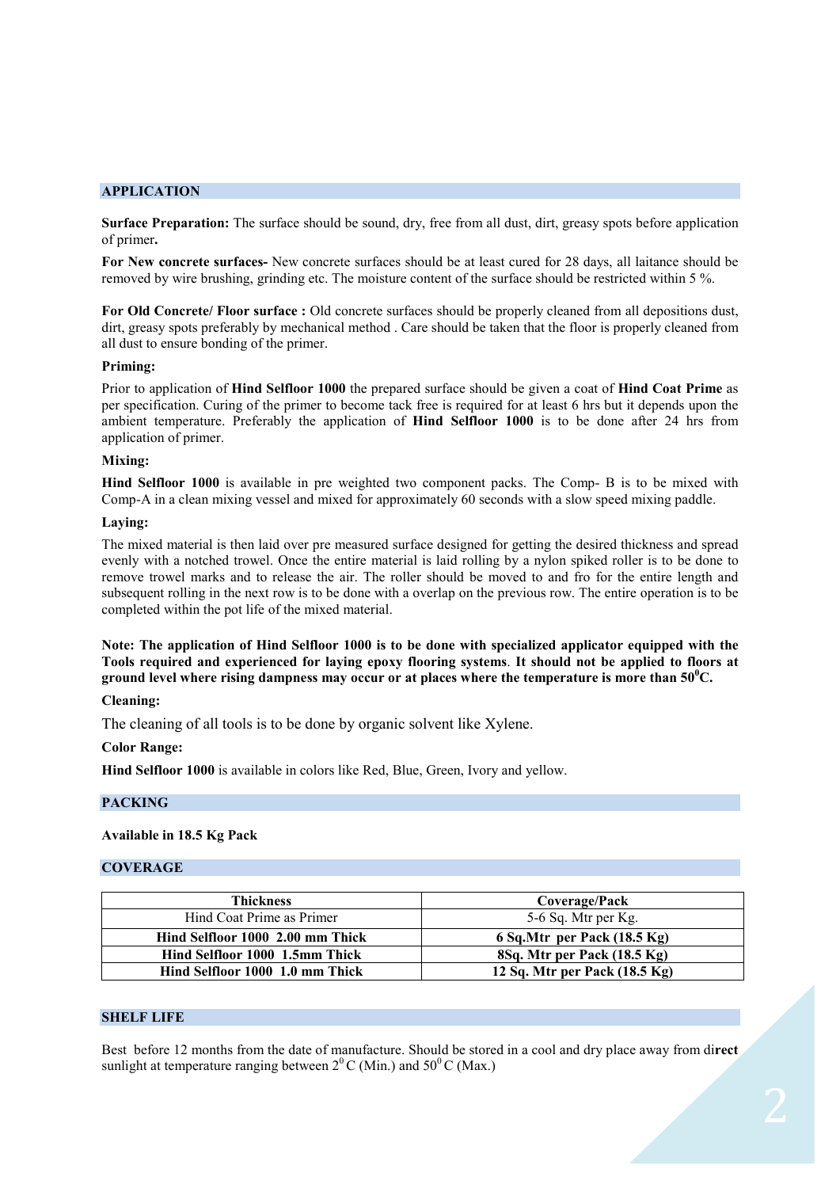## APPLICATION

**Surface Preparation:** The surface should be sound, dry, free from all dust, dirt, greasy spots before application of primer**.**

**For New concrete surfaces-** New concrete surfaces should be at least cured for 28 days, all laitance should be removed by wire brushing, grinding etc. The moisture content of the surface should be restricted within 5 %.

**For Old Concrete/ Floor surface :** Old concrete surfaces should be properly cleaned from all depositions dust, dirt, greasy spots preferably by mechanical method . Care should be taken that the floor is properly cleaned from all dust to ensure bonding of the primer.

**Priming:**

Prior to application of **Hind Selfloor 1000** the prepared surface should be given a coat of **Hind Coat Prime** as per specification. Curing of the primer to become tack free is required for at least 6 hrs but it depends upon the ambient temperature. Preferably the application of **Hind Selfloor 1000** is to be done after 24 hrs from application of primer.

**Mixing:**

**Hind Selfloor 1000** is available in pre weighted two component packs. The Comp- B is to be mixed with Comp-A in a clean mixing vessel and mixed for approximately 60 seconds with a slow speed mixing paddle.

**Laying:**

The mixed material is then laid over pre measured surface designed for getting the desired thickness and spread evenly with a notched trowel. Once the entire material is laid rolling by a nylon spiked roller is to be done to remove trowel marks and to release the air. The roller should be moved to and fro for the entire length and subsequent rolling in the next row is to be done with a overlap on the previous row. The entire operation is to be completed within the pot life of the mixed material.

**Note: The application of Hind Selfloor 1000 is to be done with specialized applicator equipped with the Tools required and experienced for laying epoxy flooring systems. It should not be applied to floors at ground level where rising dampness may occur or at places where the temperature is more than $50^0$C.**

**Cleaning:**

The cleaning of all tools is to be done by organic solvent like Xylene.

**Color Range:**

**Hind Selfloor 1000** is available in colors like Red, Blue, Green, Ivory and yellow.

## PACKING

**Available in 18.5 Kg Pack**

## COVERAGE

| Thickness | Coverage/Pack |
|---|---|
| Hind Coat Prime as Primer | 5-6 Sq. Mtr per Kg. |
| **Hind Selfloor 1000 2.00 mm Thick** | **6 Sq.Mtr per Pack (18.5 Kg)** |
| **Hind Selfloor 1000 1.5mm Thick** | **8Sq. Mtr per Pack (18.5 Kg)** |
| **Hind Selfloor 1000 1.0 mm Thick** | **12 Sq. Mtr per Pack (18.5 Kg)** |

## SHELF LIFE

Best before 12 months from the date of manufacture. Should be stored in a cool and dry place away from direct sunlight at temperature ranging between $2^0$ C (Min.) and $50^0$ C (Max.)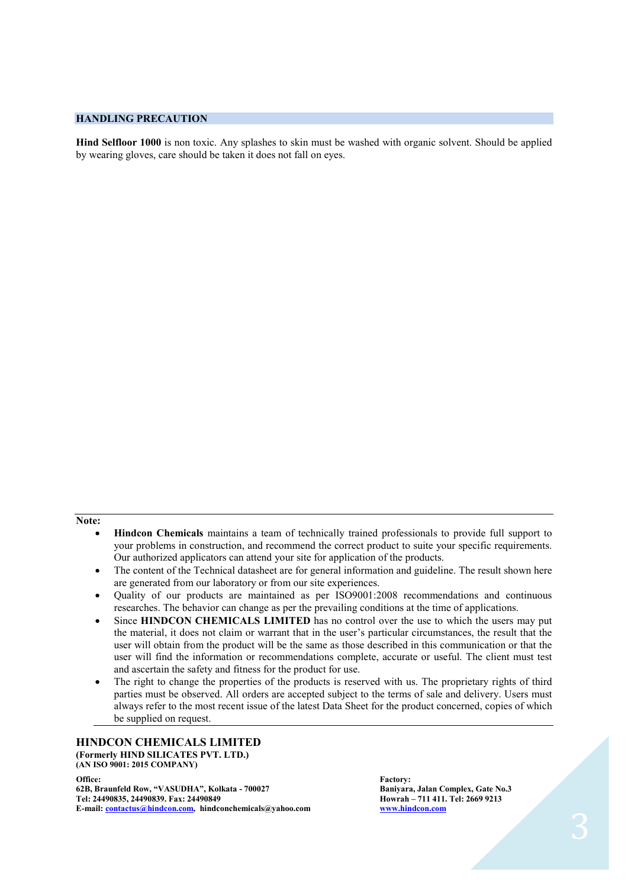## HANDLING PRECAUTION

**Hind Selfloor 1000** is non toxic. Any splashes to skin must be washed with organic solvent. Should be applied by wearing gloves, care should be taken it does not fall on eyes.

**Note:**

- **Hindcon Chemicals** maintains a team of technically trained professionals to provide full support to your problems in construction, and recommend the correct product to suite your specific requirements. Our authorized applicators can attend your site for application of the products.
- The content of the Technical datasheet are for general information and guideline. The result shown here are generated from our laboratory or from our site experiences.
- Quality of our products are maintained as per ISO9001:2008 recommendations and continuous researches. The behavior can change as per the prevailing conditions at the time of applications.
- Since **HINDCON CHEMICALS LIMITED** has no control over the use to which the users may put the material, it does not claim or warrant that in the user's particular circumstances, the result that the user will obtain from the product will be the same as those described in this communication or that the user will find the information or recommendations complete, accurate or useful. The client must test and ascertain the safety and fitness for the product for use.
- The right to change the properties of the products is reserved with us. The proprietary rights of third parties must be observed. All orders are accepted subject to the terms of sale and delivery. Users must always refer to the most recent issue of the latest Data Sheet for the product concerned, copies of which be supplied on request.

**HINDCON CHEMICALS LIMITED**
**(Formerly HIND SILICATES PVT. LTD.)**
**(AN ISO 9001: 2015 COMPANY)**

**Office:**
**62B, Braunfeld Row, "VASUDHA", Kolkata - 700027**
**Tel: 24490835, 24490839. Fax: 24490849**
**E-mail: contactus@hindcon.com, hindconchemicals@yahoo.com**

**Factory:**
**Baniyara, Jalan Complex, Gate No.3**
**Howrah – 711 411. Tel: 2669 9213**
**www.hindcon.com**